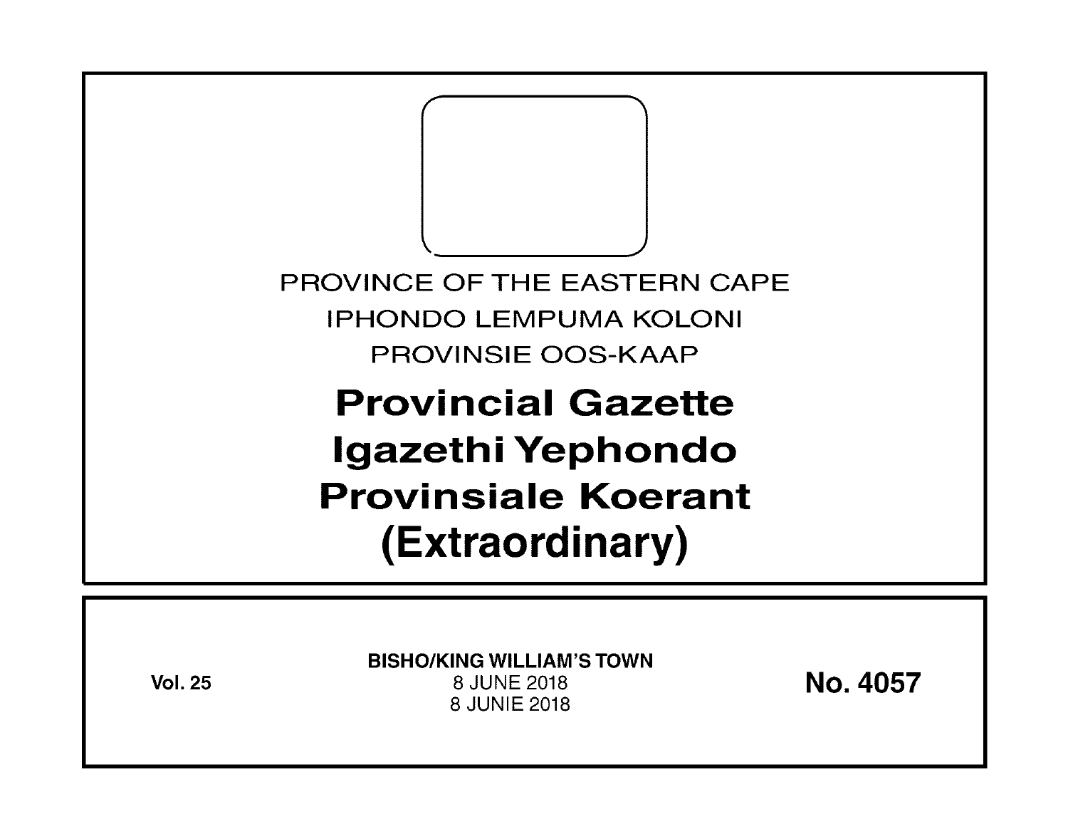PROVINCE OF THE EASTERN CAPE

IPHONDO LEMPUMA KOLONI

PROVINSIE OOS-KAAP

# Provincial Gazette
# Igazethi Yephondo
# Provinsiale Koerant
# (Extraordinary)

**Vol. 25**

**BISHO/KING WILLIAM'S TOWN**

8 JUNE 2018

8 JUNIE 2018

**No. 4057**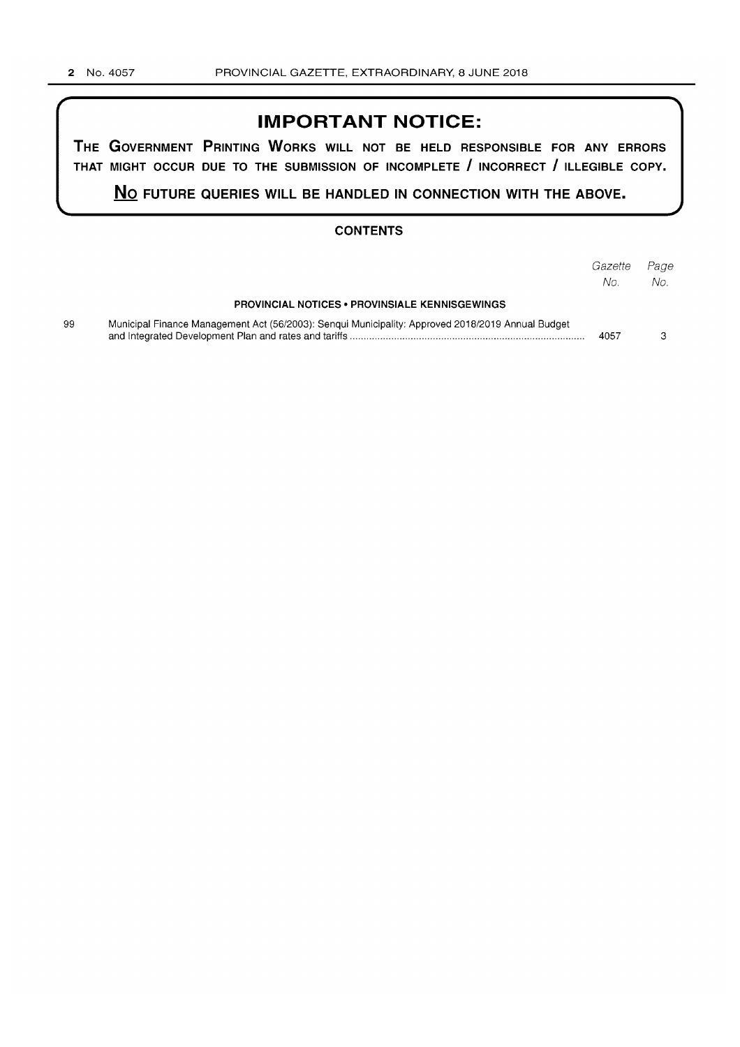# IMPORTANT NOTICE:

**THE GOVERNMENT PRINTING WORKS WILL NOT BE HELD RESPONSIBLE FOR ANY ERRORS THAT MIGHT OCCUR DUE TO THE SUBMISSION OF INCOMPLETE / INCORRECT / ILLEGIBLE COPY.**

**NO FUTURE QUERIES WILL BE HANDLED IN CONNECTION WITH THE ABOVE.**

## CONTENTS

| | | *Gazette No.* | *Page No.* |
|---|---|---|---|
| | **PROVINCIAL NOTICES • PROVINSIALE KENNISGEWINGS** | | |
| 99 | Municipal Finance Management Act (56/2003): Senqui Municipality: Approved 2018/2019 Annual Budget and Integrated Development Plan and rates and tariffs | 4057 | 3 |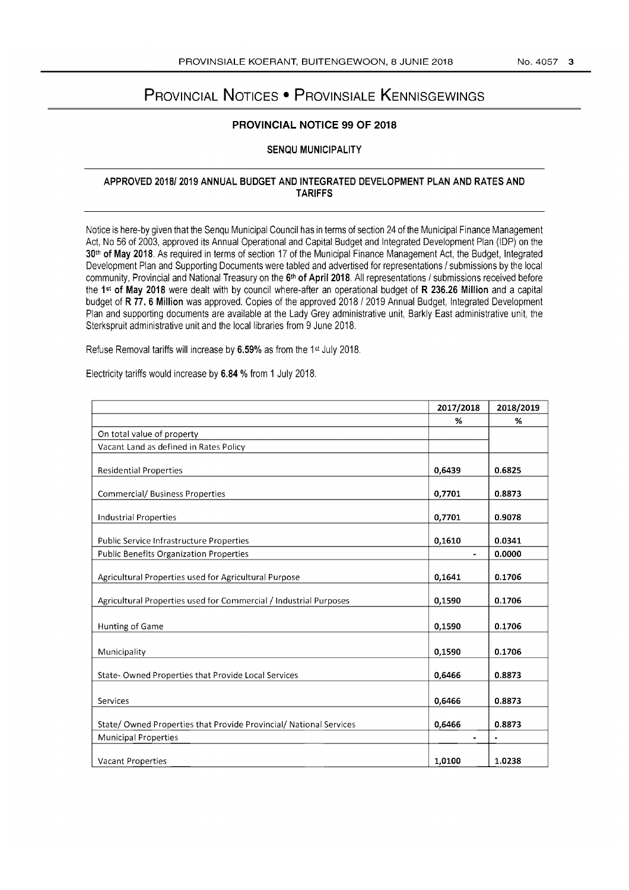# Provincial Notices • Provinsiale Kennisgewings

## PROVINCIAL NOTICE 99 OF 2018

### SENQU MUNICIPALITY

### APPROVED 2018/ 2019 ANNUAL BUDGET AND INTEGRATED DEVELOPMENT PLAN AND RATES AND TARIFFS

Notice is here-by given that the Senqu Municipal Council has in terms of section 24 of the Municipal Finance Management Act, No 56 of 2003, approved its Annual Operational and Capital Budget and Integrated Development Plan (IDP) on the **30th of May 2018**. As required in terms of section 17 of the Municipal Finance Management Act, the Budget, Integrated Development Plan and Supporting Documents were tabled and advertised for representations / submissions by the local community, Provincial and National Treasury on the **6th of April 2018**. All representations / submissions received before the **1st of May 2018** were dealt with by council where-after an operational budget of **R 236.26 Million** and a capital budget of **R 77. 6 Million** was approved. Copies of the approved 2018 / 2019 Annual Budget, Integrated Development Plan and supporting documents are available at the Lady Grey administrative unit, Barkly East administrative unit, the Sterkspruit administrative unit and the local libraries from 9 June 2018.

Refuse Removal tariffs will increase by **6.59%** as from the 1st July 2018.

Electricity tariffs would increase by **6.84 %** from 1 July 2018.

| | 2017/2018 | 2018/2019 |
|---|---|---|
| | % | % |
| On total value of property | | |
| Vacant Land as defined in Rates Policy | | |
| Residential Properties | 0,6439 | 0.6825 |
| Commercial/ Business Properties | 0,7701 | 0.8873 |
| Industrial Properties | 0,7701 | 0.9078 |
| Public Service Infrastructure Properties | 0,1610 | 0.0341 |
| Public Benefits Organization Properties | - | 0.0000 |
| Agricultural Properties used for Agricultural Purpose | 0,1641 | 0.1706 |
| Agricultural Properties used for Commercial / Industrial Purposes | 0,1590 | 0.1706 |
| Hunting of Game | 0,1590 | 0.1706 |
| Municipality | 0,1590 | 0.1706 |
| State- Owned Properties that Provide Local Services | 0,6466 | 0.8873 |
| Services | 0,6466 | 0.8873 |
| State/ Owned Properties that Provide Provincial/ National Services | 0,6466 | 0.8873 |
| Municipal Properties | - | - |
| Vacant Properties | 1,0100 | 1.0238 |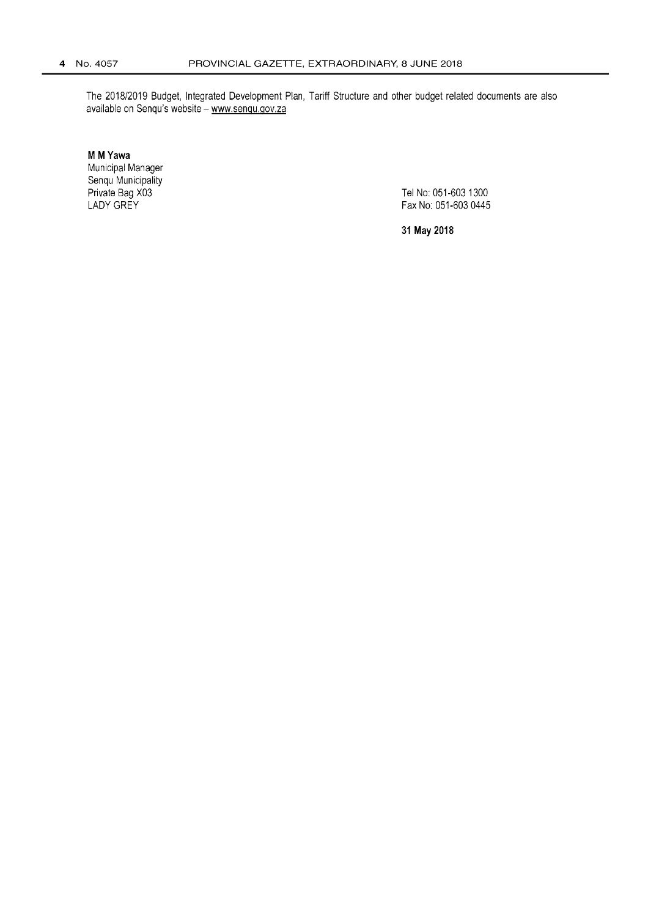The 2018/2019 Budget, Integrated Development Plan, Tariff Structure and other budget related documents are also available on Senqu's website – www.senqu.gov.za

**M M Yawa**
Municipal Manager
Senqu Municipality
Private Bag X03
LADY GREY

Tel No: 051-603 1300
Fax No: 051-603 0445

**31 May 2018**